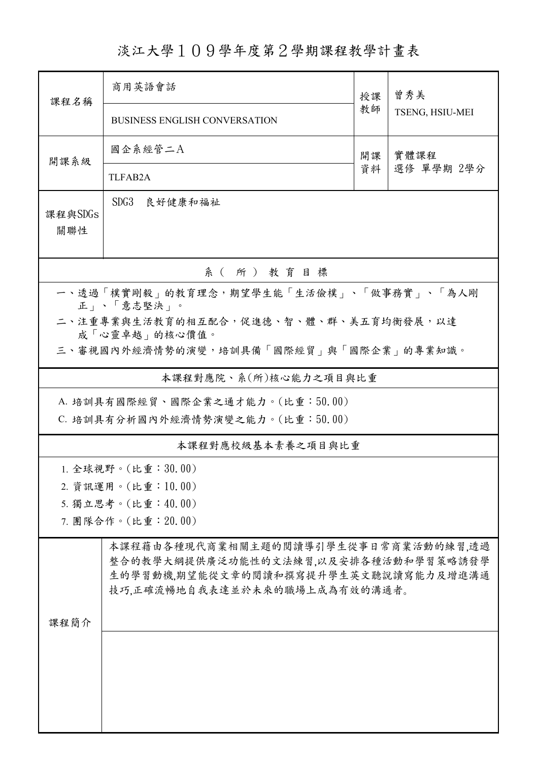# 淡江大學１０９學年度第２學期課程教學計畫表

| 課程名稱 | 商用英語會話<br>BUSINESS ENGLISH CONVERSATION | 授課教師 | 曾秀美<br>TSENG, HSIU-MEI |
|---|---|---|---|
| 開課系級 | 國企系經管二A<br>TLFAB2A | 開課資料 | 實體課程<br>選修 單學期 2學分 |
| 課程與SDGs關聯性 | SDG3　良好健康和福祉 | | |

## 系（所）教育目標

一、透過「樸實剛毅」的教育理念，期望學生能「生活儉樸」、「做事務實」、「為人剛正」、「意志堅決」。

二、注重專業與生活教育的相互配合，促進德、智、體、群、美五育均衡發展，以達成「心靈卓越」的核心價值。

三、審視國內外經濟情勢的演變，培訓具備「國際經貿」與「國際企業」的專業知識。

## 本課程對應院、系(所)核心能力之項目與比重

A. 培訓具有國際經貿、國際企業之通才能力。(比重：50.00)

C. 培訓具有分析國內外經濟情勢演變之能力。(比重：50.00)

## 本課程對應校級基本素養之項目與比重

1. 全球視野。(比重：30.00)
2. 資訊運用。(比重：10.00)
5. 獨立思考。(比重：40.00)
7. 團隊合作。(比重：20.00)

## 課程簡介

本課程藉由各種現代商業相關主題的閱讀導引學生從事日常商業活動的練習,透過整合的教學大綱提供廣泛功能性的文法練習,以及安排各種活動和學習策略誘發學生的學習動機,期望能從文章的閱讀和撰寫提升學生英文聽說讀寫能力及增進溝通技巧,正確流暢地自我表達並於未來的職場上成為有效的溝通者。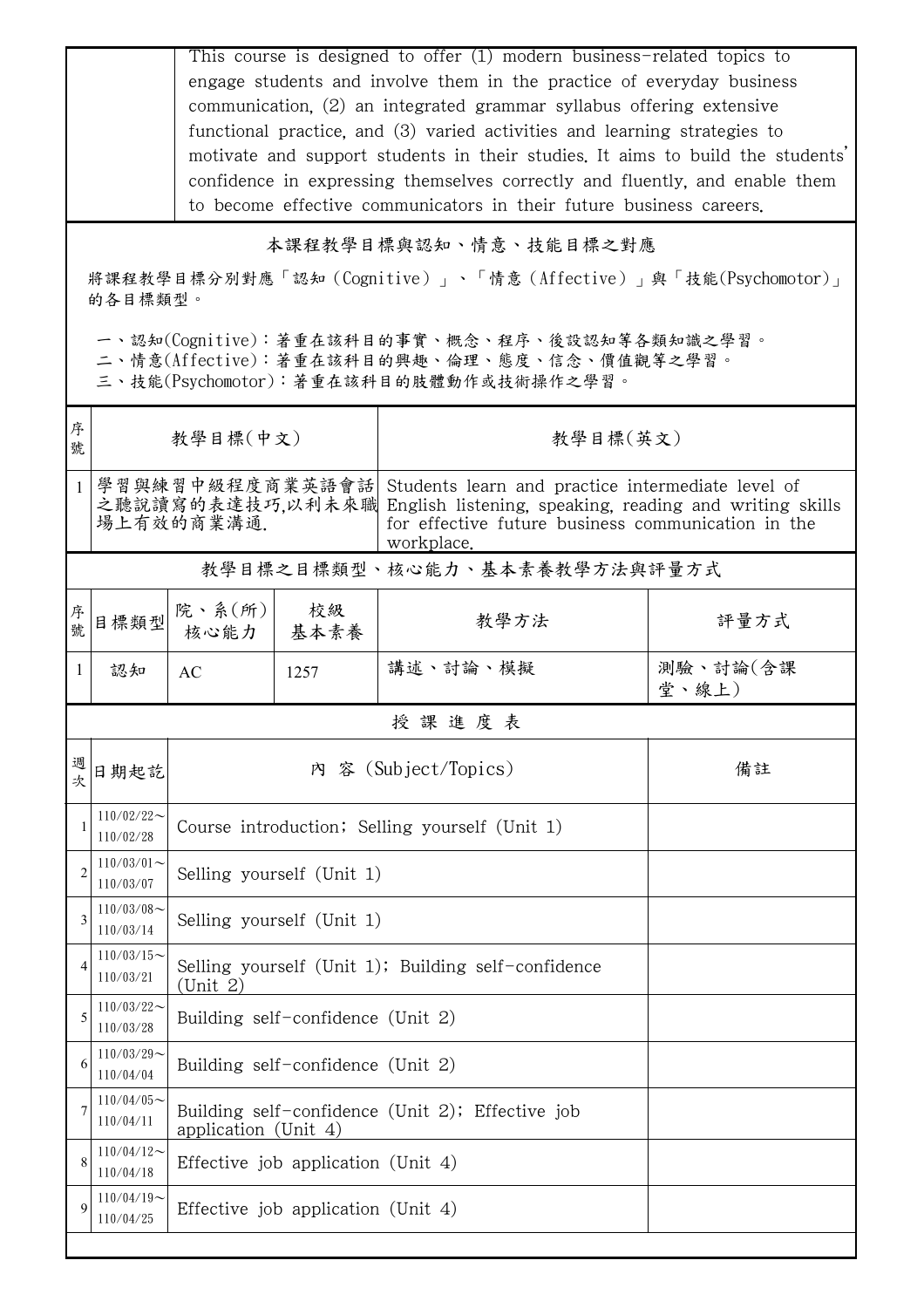| | This course is designed to offer (1) modern business-related topics to engage students and involve them in the practice of everyday business communication, (2) an integrated grammar syllabus offering extensive functional practice, and (3) varied activities and learning strategies to motivate and support students in their studies. It aims to build the students' confidence in expressing themselves correctly and fluently, and enable them to become effective communicators in their future business careers. |
|---|---|

## 本課程教學目標與認知、情意、技能目標之對應

將課程教學目標分別對應「認知（Cognitive）」、「情意（Affective）」與「技能(Psychomotor)」的各目標類型。

一、認知(Cognitive)：著重在該科目的事實、概念、程序、後設認知等各類知識之學習。
二、情意(Affective)：著重在該科目的興趣、倫理、態度、信念、價值觀等之學習。
三、技能(Psychomotor)：著重在該科目的肢體動作或技術操作之學習。

| 序號 | 教學目標(中文) | 教學目標(英文) |
|---|---|---|
| 1 | 學習與練習中級程度商業英語會話之聽說讀寫的表達技巧,以利未來職場上有效的商業溝通. | Students learn and practice intermediate level of English listening, speaking, reading and writing skills for effective future business communication in the workplace. |

## 教學目標之目標類型、核心能力、基本素養教學方法與評量方式

| 序號 | 目標類型 | 院、系(所)核心能力 | 校級基本素養 | 教學方法 | 評量方式 |
|---|---|---|---|---|---|
| 1 | 認知 | AC | 1257 | 講述、討論、模擬 | 測驗、討論(含課堂、線上) |

## 授課進度表

| 週次 | 日期起訖 | 內 容 (Subject/Topics) | 備註 |
|---|---|---|---|
| 1 | 110/02/22～110/02/28 | Course introduction; Selling yourself (Unit 1) | |
| 2 | 110/03/01～110/03/07 | Selling yourself (Unit 1) | |
| 3 | 110/03/08～110/03/14 | Selling yourself (Unit 1) | |
| 4 | 110/03/15～110/03/21 | Selling yourself (Unit 1); Building self-confidence (Unit 2) | |
| 5 | 110/03/22～110/03/28 | Building self-confidence (Unit 2) | |
| 6 | 110/03/29～110/04/04 | Building self-confidence (Unit 2) | |
| 7 | 110/04/05～110/04/11 | Building self-confidence (Unit 2); Effective job application (Unit 4) | |
| 8 | 110/04/12～110/04/18 | Effective job application (Unit 4) | |
| 9 | 110/04/19～110/04/25 | Effective job application (Unit 4) | |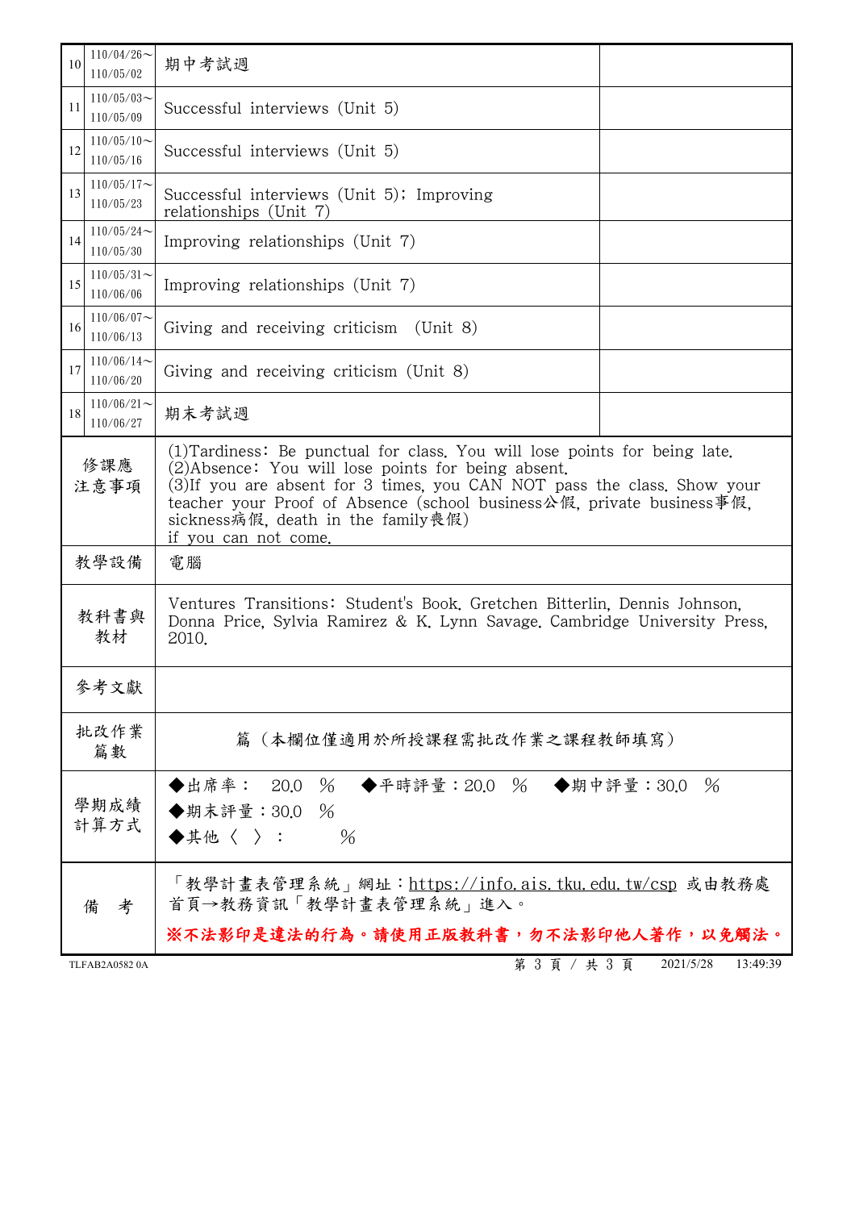| | | | |
|---|---|---|---|
| 10 | 110/04/26～<br>110/05/02 | 期中考試週 | |
| 11 | 110/05/03～<br>110/05/09 | Successful interviews (Unit 5) | |
| 12 | 110/05/10～<br>110/05/16 | Successful interviews (Unit 5) | |
| 13 | 110/05/17～<br>110/05/23 | Successful interviews (Unit 5); Improving relationships (Unit 7) | |
| 14 | 110/05/24～<br>110/05/30 | Improving relationships (Unit 7) | |
| 15 | 110/05/31～<br>110/06/06 | Improving relationships (Unit 7) | |
| 16 | 110/06/07～<br>110/06/13 | Giving and receiving criticism (Unit 8) | |
| 17 | 110/06/14～<br>110/06/20 | Giving and receiving criticism (Unit 8) | |
| 18 | 110/06/21～<br>110/06/27 | 期末考試週 | |

| | |
|---|---|
| 修課應注意事項 | (1)Tardiness: Be punctual for class. You will lose points for being late.<br>(2)Absence: You will lose points for being absent.<br>(3)If you are absent for 3 times, you CAN NOT pass the class. Show your teacher your Proof of Absence (school business公假, private business事假, sickness病假, death in the family喪假)<br>if you can not come. |
| 教學設備 | 電腦 |
| 教科書與教材 | Ventures Transitions: Student's Book. Gretchen Bitterlin, Dennis Johnson, Donna Price, Sylvia Ramirez & K. Lynn Savage. Cambridge University Press, 2010. |
| 參考文獻 | |
| 批改作業篇數 | 篇（本欄位僅適用於所授課程需批改作業之課程教師填寫） |
| 學期成績計算方式 | ◆出席率： 20.0 ％ ◆平時評量：20.0 ％ ◆期中評量：30.0 ％<br>◆期末評量：30.0 ％<br>◆其他〈 〉： ％ |
| 備 考 | 「教學計畫表管理系統」網址：https://info.ais.tku.edu.tw/csp 或由教務處首頁→教務資訊「教學計畫表管理系統」進入。<br>**※不法影印是違法的行為。請使用正版教科書，勿不法影印他人著作，以免觸法。** |

TLFAB2A0582 0A

2021/5/28 13:49:39